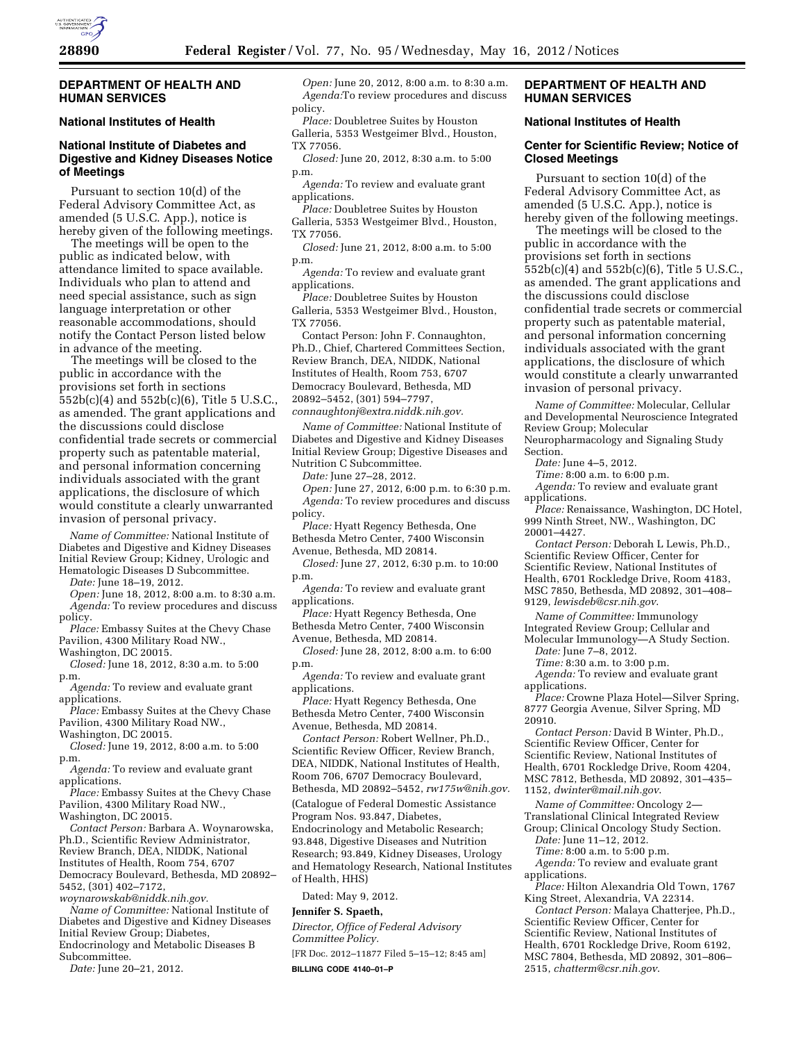## DEPARTMENT OF HEALTH AND HUMAN SERVICES

### National Institutes of Health

### National Institute of Diabetes and Digestive and Kidney Diseases Notice of Meetings

Pursuant to section 10(d) of the Federal Advisory Committee Act, as amended (5 U.S.C. App.), notice is hereby given of the following meetings.

The meetings will be open to the public as indicated below, with attendance limited to space available. Individuals who plan to attend and need special assistance, such as sign language interpretation or other reasonable accommodations, should notify the Contact Person listed below in advance of the meeting.

The meetings will be closed to the public in accordance with the provisions set forth in sections 552b(c)(4) and 552b(c)(6), Title 5 U.S.C., as amended. The grant applications and the discussions could disclose confidential trade secrets or commercial property such as patentable material, and personal information concerning individuals associated with the grant applications, the disclosure of which would constitute a clearly unwarranted invasion of personal privacy.

*Name of Committee:* National Institute of Diabetes and Digestive and Kidney Diseases Initial Review Group; Kidney, Urologic and Hematologic Diseases D Subcommittee.

*Date:* June 18–19, 2012.

*Open:* June 18, 2012, 8:00 a.m. to 8:30 a.m.

*Agenda:* To review procedures and discuss policy.

*Place:* Embassy Suites at the Chevy Chase Pavilion, 4300 Military Road NW., Washington, DC 20015.

*Closed:* June 18, 2012, 8:30 a.m. to 5:00 p.m.

*Agenda:* To review and evaluate grant applications.

*Place:* Embassy Suites at the Chevy Chase Pavilion, 4300 Military Road NW., Washington, DC 20015.

*Closed:* June 19, 2012, 8:00 a.m. to 5:00 p.m.

*Agenda:* To review and evaluate grant applications.

*Place:* Embassy Suites at the Chevy Chase Pavilion, 4300 Military Road NW., Washington, DC 20015.

*Contact Person:* Barbara A. Woynarowska, Ph.D., Scientific Review Administrator, Review Branch, DEA, NIDDK, National Institutes of Health, Room 754, 6707 Democracy Boulevard, Bethesda, MD 20892–5452, (301) 402–7172, *woynarowskab@niddk.nih.gov.*

*Name of Committee:* National Institute of Diabetes and Digestive and Kidney Diseases Initial Review Group; Diabetes, Endocrinology and Metabolic Diseases B Subcommittee.

*Date:* June 20–21, 2012.

*Open:* June 20, 2012, 8:00 a.m. to 8:30 a.m.

*Agenda:*To review procedures and discuss policy.

*Place:* Doubletree Suites by Houston Galleria, 5353 Westgeimer Blvd., Houston, TX 77056.

*Closed:* June 20, 2012, 8:30 a.m. to 5:00 p.m.

*Agenda:* To review and evaluate grant applications.

*Place:* Doubletree Suites by Houston Galleria, 5353 Westgeimer Blvd., Houston, TX 77056.

*Closed:* June 21, 2012, 8:00 a.m. to 5:00 p.m.

*Agenda:* To review and evaluate grant applications.

*Place:* Doubletree Suites by Houston Galleria, 5353 Westgeimer Blvd., Houston, TX 77056.

Contact Person: John F. Connaughton, Ph.D., Chief, Chartered Committees Section, Review Branch, DEA, NIDDK, National Institutes of Health, Room 753, 6707 Democracy Boulevard, Bethesda, MD 20892–5452, (301) 594–7797, *connaughtonj@extra.niddk.nih.gov.*

*Name of Committee:* National Institute of Diabetes and Digestive and Kidney Diseases Initial Review Group; Digestive Diseases and Nutrition C Subcommittee.

*Date:* June 27–28, 2012.

*Open:* June 27, 2012, 6:00 p.m. to 6:30 p.m.

*Agenda:* To review procedures and discuss policy.

*Place:* Hyatt Regency Bethesda, One Bethesda Metro Center, 7400 Wisconsin Avenue, Bethesda, MD 20814.

*Closed:* June 27, 2012, 6:30 p.m. to 10:00 p.m.

*Agenda:* To review and evaluate grant applications.

*Place:* Hyatt Regency Bethesda, One Bethesda Metro Center, 7400 Wisconsin Avenue, Bethesda, MD 20814.

*Closed:* June 28, 2012, 8:00 a.m. to 6:00 p.m.

*Agenda:* To review and evaluate grant applications.

*Place:* Hyatt Regency Bethesda, One Bethesda Metro Center, 7400 Wisconsin Avenue, Bethesda, MD 20814.

*Contact Person:* Robert Wellner, Ph.D., Scientific Review Officer, Review Branch, DEA, NIDDK, National Institutes of Health, Room 706, 6707 Democracy Boulevard, Bethesda, MD 20892–5452, *rw175w@nih.gov.*

(Catalogue of Federal Domestic Assistance Program Nos. 93.847, Diabetes, Endocrinology and Metabolic Research; 93.848, Digestive Diseases and Nutrition Research; 93.849, Kidney Diseases, Urology and Hematology Research, National Institutes of Health, HHS)

Dated: May 9, 2012.

**Jennifer S. Spaeth,**

*Director, Office of Federal Advisory Committee Policy.*

[FR Doc. 2012–11877 Filed 5–15–12; 8:45 am]

**BILLING CODE 4140–01–P**

## DEPARTMENT OF HEALTH AND HUMAN SERVICES

### National Institutes of Health

### Center for Scientific Review; Notice of Closed Meetings

Pursuant to section 10(d) of the Federal Advisory Committee Act, as amended (5 U.S.C. App.), notice is hereby given of the following meetings.

The meetings will be closed to the public in accordance with the provisions set forth in sections 552b(c)(4) and 552b(c)(6), Title 5 U.S.C., as amended. The grant applications and the discussions could disclose confidential trade secrets or commercial property such as patentable material, and personal information concerning individuals associated with the grant applications, the disclosure of which would constitute a clearly unwarranted invasion of personal privacy.

*Name of Committee:* Molecular, Cellular and Developmental Neuroscience Integrated Review Group; Molecular Neuropharmacology and Signaling Study Section.

*Date:* June 4–5, 2012.

*Time:* 8:00 a.m. to 6:00 p.m.

*Agenda:* To review and evaluate grant applications.

*Place:* Renaissance, Washington, DC Hotel, 999 Ninth Street, NW., Washington, DC 20001–4427.

*Contact Person:* Deborah L Lewis, Ph.D., Scientific Review Officer, Center for Scientific Review, National Institutes of Health, 6701 Rockledge Drive, Room 4183, MSC 7850, Bethesda, MD 20892, 301–408–9129, *lewisdeb@csr.nih.gov.*

*Name of Committee:* Immunology Integrated Review Group; Cellular and Molecular Immunology—A Study Section.

*Date:* June 7–8, 2012.

*Time:* 8:30 a.m. to 3:00 p.m.

*Agenda:* To review and evaluate grant applications.

*Place:* Crowne Plaza Hotel—Silver Spring, 8777 Georgia Avenue, Silver Spring, MD 20910.

*Contact Person:* David B Winter, Ph.D., Scientific Review Officer, Center for Scientific Review, National Institutes of Health, 6701 Rockledge Drive, Room 4204, MSC 7812, Bethesda, MD 20892, 301–435–1152, *dwinter@mail.nih.gov.*

*Name of Committee:* Oncology 2—Translational Clinical Integrated Review Group; Clinical Oncology Study Section.

*Date:* June 11–12, 2012.

*Time:* 8:00 a.m. to 5:00 p.m.

*Agenda:* To review and evaluate grant applications.

*Place:* Hilton Alexandria Old Town, 1767 King Street, Alexandria, VA 22314.

*Contact Person:* Malaya Chatterjee, Ph.D., Scientific Review Officer, Center for Scientific Review, National Institutes of Health, 6701 Rockledge Drive, Room 6192, MSC 7804, Bethesda, MD 20892, 301–806–2515, *chatterm@csr.nih.gov.*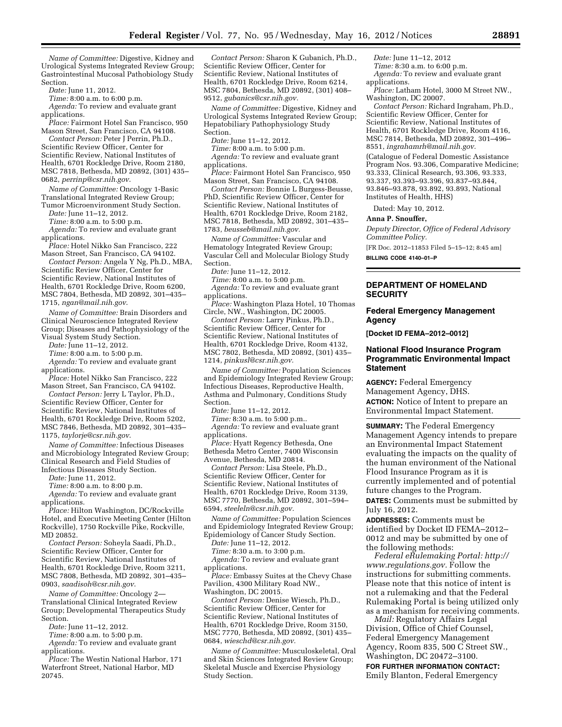*Name of Committee:* Digestive, Kidney and Urological Systems Integrated Review Group; Gastrointestinal Mucosal Pathobiology Study Section.

*Date:* June 11, 2012.

*Time:* 8:00 a.m. to 6:00 p.m.

*Agenda:* To review and evaluate grant applications.

*Place:* Fairmont Hotel San Francisco, 950 Mason Street, San Francisco, CA 94108.

*Contact Person:* Peter J Perrin, Ph.D., Scientific Review Officer, Center for Scientific Review, National Institutes of Health, 6701 Rockledge Drive, Room 2180, MSC 7818, Bethesda, MD 20892, (301) 435–0682, *perrinp@csr.nih.gov.*

*Name of Committee:* Oncology 1-Basic Translational Integrated Review Group; Tumor Microenvironment Study Section.

*Date:* June 11–12, 2012.

*Time:* 8:00 a.m. to 5:00 p.m.

*Agenda:* To review and evaluate grant applications.

*Place:* Hotel Nikko San Francisco, 222 Mason Street, San Francisco, CA 94102.

*Contact Person:* Angela Y Ng, Ph.D., MBA, Scientific Review Officer, Center for Scientific Review, National Institutes of Health, 6701 Rockledge Drive, Room 6200, MSC 7804, Bethesda, MD 20892, 301–435–1715, *ngan@mail.nih.gov.*

*Name of Committee:* Brain Disorders and Clinical Neuroscience Integrated Review Group; Diseases and Pathophysiology of the Visual System Study Section.

*Date:* June 11–12, 2012.

*Time:* 8:00 a.m. to 5:00 p.m.

*Agenda:* To review and evaluate grant applications.

*Place:* Hotel Nikko San Francisco, 222 Mason Street, San Francisco, CA 94102.

*Contact Person:* Jerry L Taylor, Ph.D., Scientific Review Officer, Center for Scientific Review, National Institutes of Health, 6701 Rockledge Drive, Room 5202, MSC 7846, Bethesda, MD 20892, 301–435–1175, *taylorje@csr.nih.gov.*

*Name of Committee:* Infectious Diseases and Microbiology Integrated Review Group; Clinical Research and Field Studies of Infectious Diseases Study Section.

*Date:* June 11, 2012.

*Time:* 8:00 a.m. to 8:00 p.m.

*Agenda:* To review and evaluate grant applications.

*Place:* Hilton Washington, DC/Rockville Hotel, and Executive Meeting Center (Hilton Rockville), 1750 Rockville Pike, Rockville, MD 20852.

*Contact Person:* Soheyla Saadi, Ph.D., Scientific Review Officer, Center for Scientific Review, National Institutes of Health, 6701 Rockledge Drive, Room 3211, MSC 7808, Bethesda, MD 20892, 301–435–0903, *saadisoh@csr.nih.gov.*

*Name of Committee:* Oncology 2—Translational Clinical Integrated Review Group; Developmental Therapeutics Study Section.

*Date:* June 11–12, 2012.

*Time:* 8:00 a.m. to 5:00 p.m.

*Agenda:* To review and evaluate grant applications.

*Place:* The Westin National Harbor, 171 Waterfront Street, National Harbor, MD 20745.

*Contact Person:* Sharon K Gubanich, Ph.D., Scientific Review Officer, Center for Scientific Review, National Institutes of Health, 6701 Rockledge Drive, Room 6214, MSC 7804, Bethesda, MD 20892, (301) 408–9512, *gubanics@csr.nih.gov.*

*Name of Committee:* Digestive, Kidney and Urological Systems Integrated Review Group; Hepatobiliary Pathophysiology Study Section.

*Date:* June 11–12, 2012.

*Time:* 8:00 a.m. to 5:00 p.m.

*Agenda:* To review and evaluate grant applications.

*Place:* Fairmont Hotel San Francisco, 950 Mason Street, San Francisco, CA 94108.

*Contact Person:* Bonnie L Burgess-Beusse, PhD, Scientific Review Officer, Center for Scientific Review, National Institutes of Health, 6701 Rockledge Drive, Room 2182, MSC 7818, Bethesda, MD 20892, 301–435–1783, *beusseb@mail.nih.gov.*

*Name of Committee:* Vascular and Hematology Integrated Review Group; Vascular Cell and Molecular Biology Study Section.

*Date:* June 11–12, 2012.

*Time:* 8:00 a.m. to 5:00 p.m.

*Agenda:* To review and evaluate grant applications.

*Place:* Washington Plaza Hotel, 10 Thomas Circle, NW., Washington, DC 20005.

*Contact Person:* Larry Pinkus, Ph.D., Scientific Review Officer, Center for Scientific Review, National Institutes of Health, 6701 Rockledge Drive, Room 4132, MSC 7802, Bethesda, MD 20892, (301) 435–1214, *pinkusl@csr.nih.gov.*

*Name of Committee:* Population Sciences and Epidemiology Integrated Review Group; Infectious Diseases, Reproductive Health, Asthma and Pulmonary, Conditions Study Section.

*Date:* June 11–12, 2012.

*Time:* 8:30 a.m. to 5:00 p.m..

*Agenda:* To review and evaluate grant applications.

*Place:* Hyatt Regency Bethesda, One Bethesda Metro Center, 7400 Wisconsin Avenue, Bethesda, MD 20814.

*Contact Person:* Lisa Steele, Ph.D., Scientific Review Officer, Center for Scientific Review, National Institutes of Health, 6701 Rockledge Drive, Room 3139, MSC 7770, Bethesda, MD 20892, 301–594–6594, *steeleln@csr.nih.gov.*

*Name of Committee:* Population Sciences and Epidemiology Integrated Review Group; Epidemiology of Cancer Study Section.

*Date:* June 11–12, 2012.

*Time:* 8:30 a.m. to 3:00 p.m.

*Agenda:* To review and evaluate grant applications.

*Place:* Embassy Suites at the Chevy Chase Pavilion, 4300 Military Road NW., Washington, DC 20015.

*Contact Person:* Denise Wiesch, Ph.D., Scientific Review Officer, Center for Scientific Review, National Institutes of Health, 6701 Rockledge Drive, Room 3150, MSC 7770, Bethesda, MD 20892, (301) 435–0684, *wieschd@csr.nih.gov.*

*Name of Committee:* Musculoskeletal, Oral and Skin Sciences Integrated Review Group; Skeletal Muscle and Exercise Physiology Study Section.

*Date:* June 11–12, 2012

*Time:* 8:30 a.m. to 6:00 p.m.

*Agenda:* To review and evaluate grant applications.

*Place:* Latham Hotel, 3000 M Street NW., Washington, DC 20007.

*Contact Person:* Richard Ingraham, Ph.D., Scientific Review Officer, Center for Scientific Review, National Institutes of Health, 6701 Rockledge Drive, Room 4116, MSC 7814, Bethesda, MD 20892, 301–496–8551, *ingrahamrh@mail.nih.gov.*

(Catalogue of Federal Domestic Assistance Program Nos. 93.306, Comparative Medicine; 93.333, Clinical Research, 93.306, 93.333, 93.337, 93.393–93.396, 93.837–93.844, 93.846–93.878, 93.892, 93.893, National Institutes of Health, HHS)

Dated: May 10, 2012.

**Anna P. Snouffer,**

*Deputy Director, Office of Federal Advisory Committee Policy.*

[FR Doc. 2012–11853 Filed 5–15–12; 8:45 am]

**BILLING CODE 4140–01–P**

## DEPARTMENT OF HOMELAND SECURITY

### Federal Emergency Management Agency

**[Docket ID FEMA–2012–0012]**

### National Flood Insurance Program Programmatic Environmental Impact Statement

**AGENCY:** Federal Emergency Management Agency, DHS.

**ACTION:** Notice of Intent to prepare an Environmental Impact Statement.

**SUMMARY:** The Federal Emergency Management Agency intends to prepare an Environmental Impact Statement evaluating the impacts on the quality of the human environment of the National Flood Insurance Program as it is currently implemented and of potential future changes to the Program.

**DATES:** Comments must be submitted by July 16, 2012.

**ADDRESSES:** Comments must be identified by Docket ID FEMA–2012–0012 and may be submitted by one of the following methods:

*Federal eRulemaking Portal: http://www.regulations.gov.* Follow the instructions for submitting comments. Please note that this notice of intent is not a rulemaking and that the Federal Rulemaking Portal is being utilized only as a mechanism for receiving comments.

*Mail:* Regulatory Affairs Legal Division, Office of Chief Counsel, Federal Emergency Management Agency, Room 835, 500 C Street SW., Washington, DC 20472–3100.

**FOR FURTHER INFORMATION CONTACT:** Emily Blanton, Federal Emergency